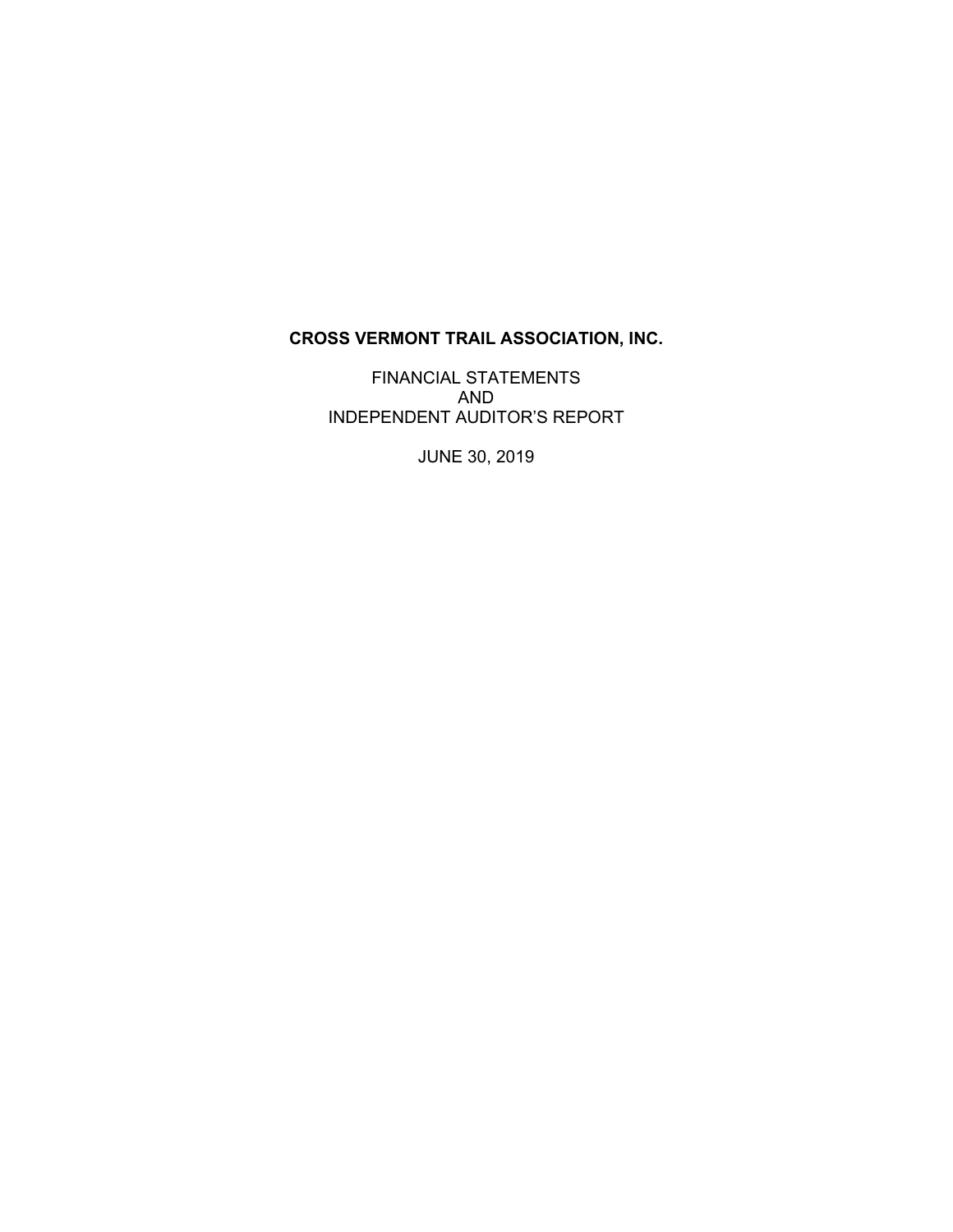# CROSS VERMONT TRAIL ASSOCIATION, INC.

FINANCIAL STATEMENTS
AND
INDEPENDENT AUDITOR'S REPORT

JUNE 30, 2019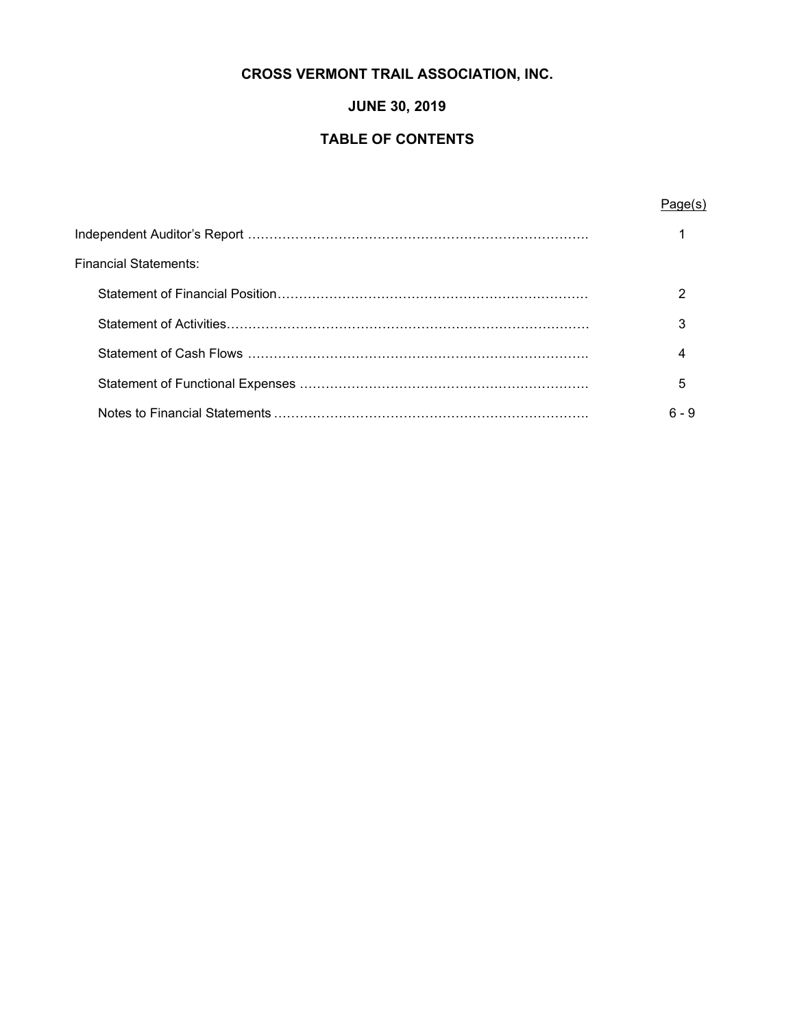# CROSS VERMONT TRAIL ASSOCIATION, INC.

## JUNE 30, 2019

## TABLE OF CONTENTS

| | Page(s) |
|---|---|
| Independent Auditor's Report | 1 |
| Financial Statements: | |
| Statement of Financial Position | 2 |
| Statement of Activities | 3 |
| Statement of Cash Flows | 4 |
| Statement of Functional Expenses | 5 |
| Notes to Financial Statements | 6 - 9 |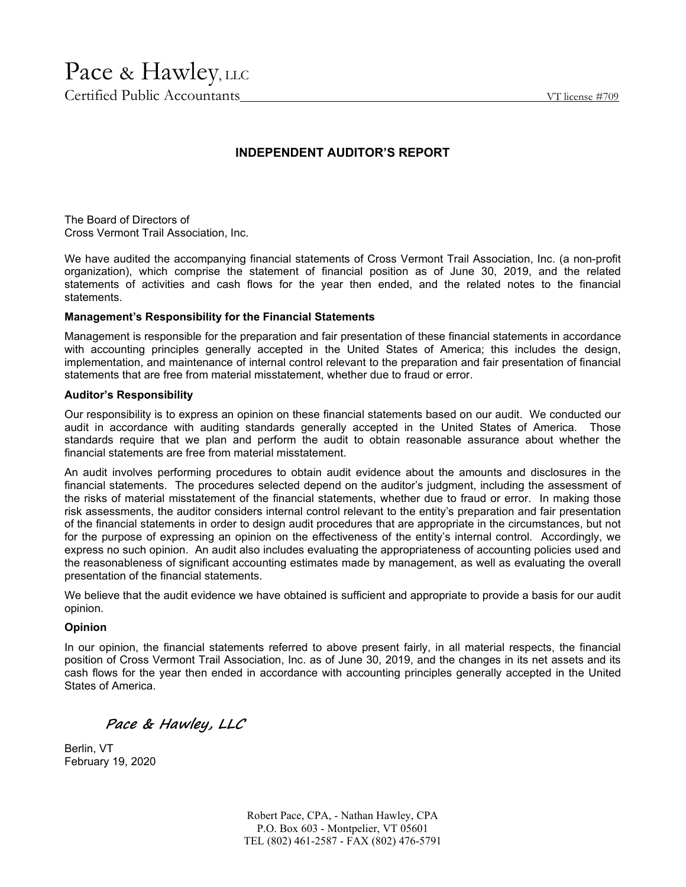Pace & Hawley, LLC

Certified Public Accountants VT license #709

## INDEPENDENT AUDITOR'S REPORT

The Board of Directors of
Cross Vermont Trail Association, Inc.

We have audited the accompanying financial statements of Cross Vermont Trail Association, Inc. (a non-profit organization), which comprise the statement of financial position as of June 30, 2019, and the related statements of activities and cash flows for the year then ended, and the related notes to the financial statements.

### Management's Responsibility for the Financial Statements

Management is responsible for the preparation and fair presentation of these financial statements in accordance with accounting principles generally accepted in the United States of America; this includes the design, implementation, and maintenance of internal control relevant to the preparation and fair presentation of financial statements that are free from material misstatement, whether due to fraud or error.

### Auditor's Responsibility

Our responsibility is to express an opinion on these financial statements based on our audit. We conducted our audit in accordance with auditing standards generally accepted in the United States of America. Those standards require that we plan and perform the audit to obtain reasonable assurance about whether the financial statements are free from material misstatement.

An audit involves performing procedures to obtain audit evidence about the amounts and disclosures in the financial statements. The procedures selected depend on the auditor's judgment, including the assessment of the risks of material misstatement of the financial statements, whether due to fraud or error. In making those risk assessments, the auditor considers internal control relevant to the entity's preparation and fair presentation of the financial statements in order to design audit procedures that are appropriate in the circumstances, but not for the purpose of expressing an opinion on the effectiveness of the entity's internal control. Accordingly, we express no such opinion. An audit also includes evaluating the appropriateness of accounting policies used and the reasonableness of significant accounting estimates made by management, as well as evaluating the overall presentation of the financial statements.

We believe that the audit evidence we have obtained is sufficient and appropriate to provide a basis for our audit opinion.

### Opinion

In our opinion, the financial statements referred to above present fairly, in all material respects, the financial position of Cross Vermont Trail Association, Inc. as of June 30, 2019, and the changes in its net assets and its cash flows for the year then ended in accordance with accounting principles generally accepted in the United States of America.

*Pace & Hawley, LLC*

Berlin, VT
February 19, 2020

Robert Pace, CPA, - Nathan Hawley, CPA
P.O. Box 603 - Montpelier, VT 05601
TEL (802) 461-2587 - FAX (802) 476-5791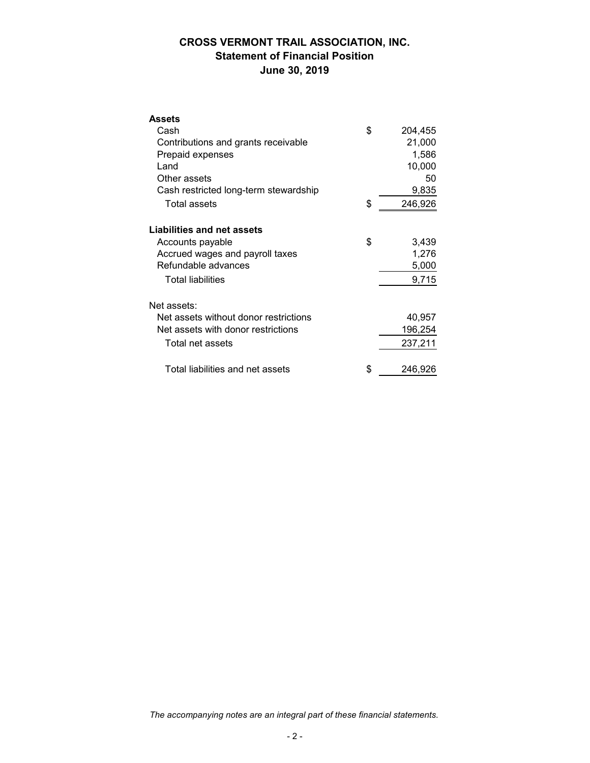# CROSS VERMONT TRAIL ASSOCIATION, INC.
## Statement of Financial Position
## June 30, 2019

| | | |
|---|---|---|
| **Assets** | | |
| Cash | $ | 204,455 |
| Contributions and grants receivable | | 21,000 |
| Prepaid expenses | | 1,586 |
| Land | | 10,000 |
| Other assets | | 50 |
| Cash restricted long-term stewardship | | 9,835 |
| Total assets | $ | 246,926 |
| | | |
| **Liabilities and net assets** | | |
| Accounts payable | $ | 3,439 |
| Accrued wages and payroll taxes | | 1,276 |
| Refundable advances | | 5,000 |
| Total liabilities | | 9,715 |
| | | |
| Net assets: | | |
| Net assets without donor restrictions | | 40,957 |
| Net assets with donor restrictions | | 196,254 |
| Total net assets | | 237,211 |
| | | |
| Total liabilities and net assets | $ | 246,926 |

*The accompanying notes are an integral part of these financial statements.*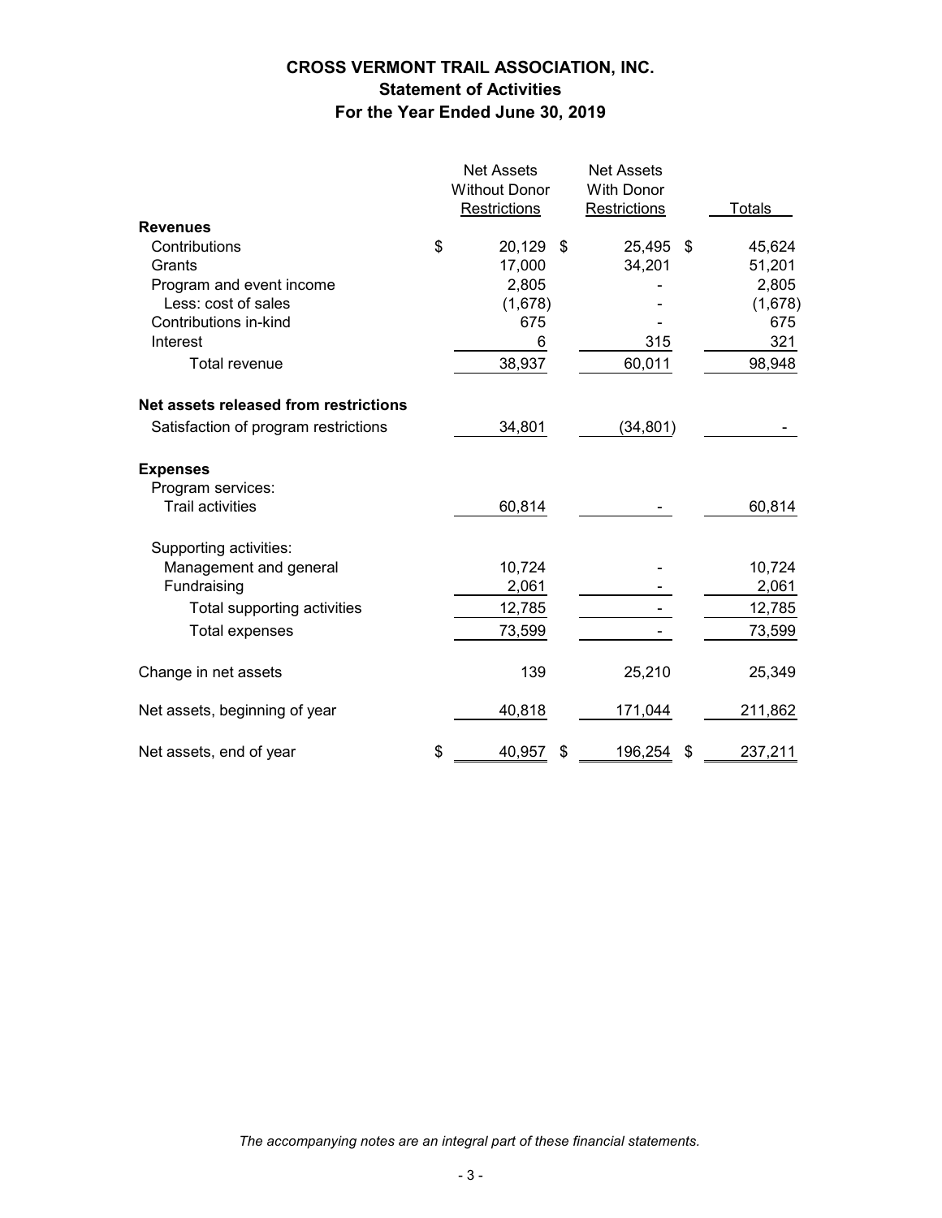# CROSS VERMONT TRAIL ASSOCIATION, INC.
## Statement of Activities
### For the Year Ended June 30, 2019

| | Net Assets Without Donor Restrictions | Net Assets With Donor Restrictions | Totals |
|---|---|---|---|
| **Revenues** | | | |
| Contributions | $ 20,129 | $ 25,495 | $ 45,624 |
| Grants | 17,000 | 34,201 | 51,201 |
| Program and event income | 2,805 | - | 2,805 |
| Less: cost of sales | (1,678) | - | (1,678) |
| Contributions in-kind | 675 | - | 675 |
| Interest | 6 | 315 | 321 |
| Total revenue | 38,937 | 60,011 | 98,948 |
| **Net assets released from restrictions** | | | |
| Satisfaction of program restrictions | 34,801 | (34,801) | - |
| **Expenses** | | | |
| Program services: | | | |
| Trail activities | 60,814 | - | 60,814 |
| Supporting activities: | | | |
| Management and general | 10,724 | - | 10,724 |
| Fundraising | 2,061 | - | 2,061 |
| Total supporting activities | 12,785 | - | 12,785 |
| Total expenses | 73,599 | - | 73,599 |
| Change in net assets | 139 | 25,210 | 25,349 |
| Net assets, beginning of year | 40,818 | 171,044 | 211,862 |
| Net assets, end of year | $ 40,957 | $ 196,254 | $ 237,211 |

*The accompanying notes are an integral part of these financial statements.*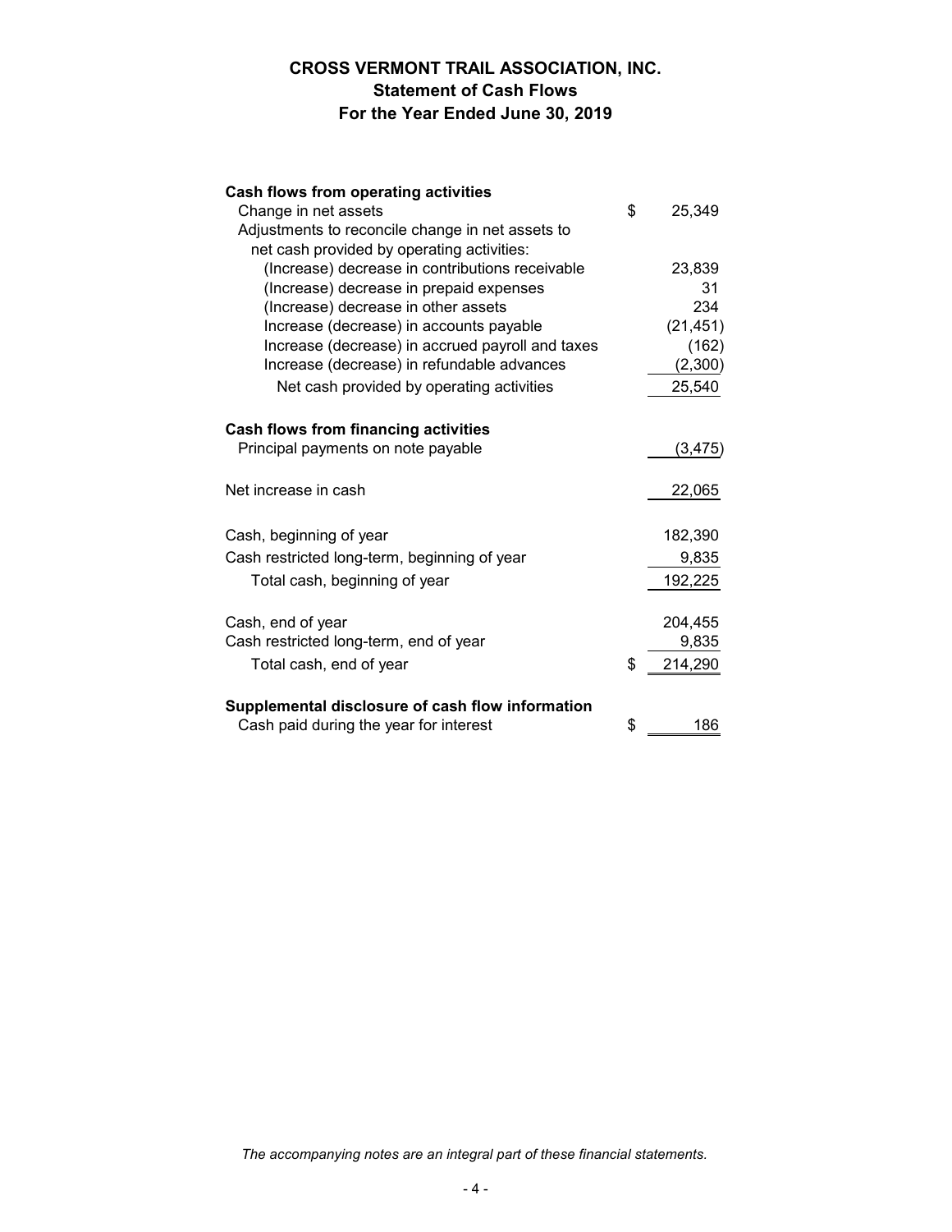# CROSS VERMONT TRAIL ASSOCIATION, INC.
## Statement of Cash Flows
### For the Year Ended June 30, 2019

| | | |
|---|---|---|
| **Cash flows from operating activities** | | |
| Change in net assets | $ | 25,349 |
| Adjustments to reconcile change in net assets to net cash provided by operating activities: | | |
| (Increase) decrease in contributions receivable | | 23,839 |
| (Increase) decrease in prepaid expenses | | 31 |
| (Increase) decrease in other assets | | 234 |
| Increase (decrease) in accounts payable | | (21,451) |
| Increase (decrease) in accrued payroll and taxes | | (162) |
| Increase (decrease) in refundable advances | | (2,300) |
| Net cash provided by operating activities | | 25,540 |
| **Cash flows from financing activities** | | |
| Principal payments on note payable | | (3,475) |
| Net increase in cash | | 22,065 |
| Cash, beginning of year | | 182,390 |
| Cash restricted long-term, beginning of year | | 9,835 |
| Total cash, beginning of year | | 192,225 |
| Cash, end of year | | 204,455 |
| Cash restricted long-term, end of year | | 9,835 |
| Total cash, end of year | $ | 214,290 |
| **Supplemental disclosure of cash flow information** | | |
| Cash paid during the year for interest | $ | 186 |

*The accompanying notes are an integral part of these financial statements.*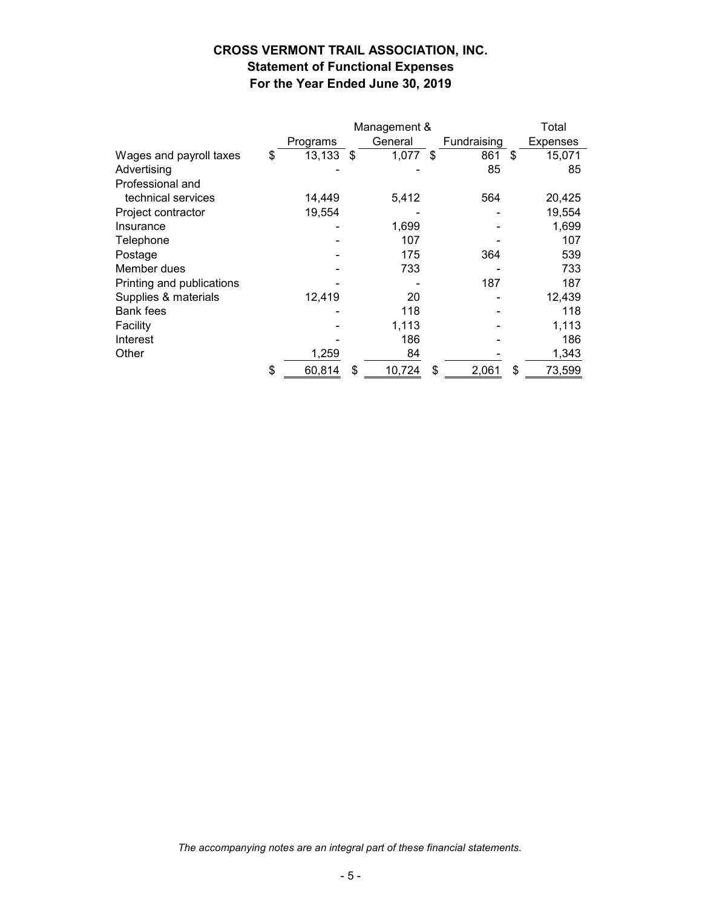# CROSS VERMONT TRAIL ASSOCIATION, INC.
## Statement of Functional Expenses
## For the Year Ended June 30, 2019

| | Programs | Management & General | Fundraising | Total Expenses |
|---|---|---|---|---|
| Wages and payroll taxes | $ 13,133 | $ 1,077 | $ 861 | $ 15,071 |
| Advertising | - | - | 85 | 85 |
| Professional and technical services | 14,449 | 5,412 | 564 | 20,425 |
| Project contractor | 19,554 | - | - | 19,554 |
| Insurance | - | 1,699 | - | 1,699 |
| Telephone | - | 107 | - | 107 |
| Postage | - | 175 | 364 | 539 |
| Member dues | - | 733 | - | 733 |
| Printing and publications | - | - | 187 | 187 |
| Supplies & materials | 12,419 | 20 | - | 12,439 |
| Bank fees | - | 118 | - | 118 |
| Facility | - | 1,113 | - | 1,113 |
| Interest | - | 186 | - | 186 |
| Other | 1,259 | 84 | - | 1,343 |
| | $ 60,814 | $ 10,724 | $ 2,061 | $ 73,599 |

*The accompanying notes are an integral part of these financial statements.*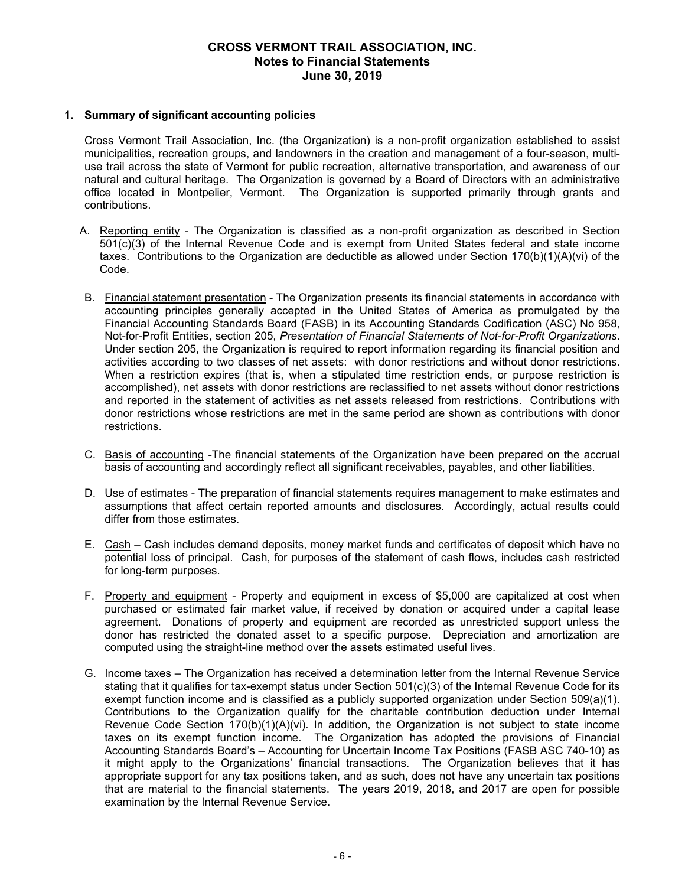# CROSS VERMONT TRAIL ASSOCIATION, INC.
## Notes to Financial Statements
## June 30, 2019

**1. Summary of significant accounting policies**

Cross Vermont Trail Association, Inc. (the Organization) is a non-profit organization established to assist municipalities, recreation groups, and landowners in the creation and management of a four-season, multi-use trail across the state of Vermont for public recreation, alternative transportation, and awareness of our natural and cultural heritage. The Organization is governed by a Board of Directors with an administrative office located in Montpelier, Vermont. The Organization is supported primarily through grants and contributions.

A. Reporting entity - The Organization is classified as a non-profit organization as described in Section 501(c)(3) of the Internal Revenue Code and is exempt from United States federal and state income taxes. Contributions to the Organization are deductible as allowed under Section 170(b)(1)(A)(vi) of the Code.

B. Financial statement presentation - The Organization presents its financial statements in accordance with accounting principles generally accepted in the United States of America as promulgated by the Financial Accounting Standards Board (FASB) in its Accounting Standards Codification (ASC) No 958, Not-for-Profit Entities, section 205, *Presentation of Financial Statements of Not-for-Profit Organizations*. Under section 205, the Organization is required to report information regarding its financial position and activities according to two classes of net assets: with donor restrictions and without donor restrictions. When a restriction expires (that is, when a stipulated time restriction ends, or purpose restriction is accomplished), net assets with donor restrictions are reclassified to net assets without donor restrictions and reported in the statement of activities as net assets released from restrictions. Contributions with donor restrictions whose restrictions are met in the same period are shown as contributions with donor restrictions.

C. Basis of accounting -The financial statements of the Organization have been prepared on the accrual basis of accounting and accordingly reflect all significant receivables, payables, and other liabilities.

D. Use of estimates - The preparation of financial statements requires management to make estimates and assumptions that affect certain reported amounts and disclosures. Accordingly, actual results could differ from those estimates.

E. Cash – Cash includes demand deposits, money market funds and certificates of deposit which have no potential loss of principal. Cash, for purposes of the statement of cash flows, includes cash restricted for long-term purposes.

F. Property and equipment - Property and equipment in excess of $5,000 are capitalized at cost when purchased or estimated fair market value, if received by donation or acquired under a capital lease agreement. Donations of property and equipment are recorded as unrestricted support unless the donor has restricted the donated asset to a specific purpose. Depreciation and amortization are computed using the straight-line method over the assets estimated useful lives.

G. Income taxes – The Organization has received a determination letter from the Internal Revenue Service stating that it qualifies for tax-exempt status under Section 501(c)(3) of the Internal Revenue Code for its exempt function income and is classified as a publicly supported organization under Section 509(a)(1). Contributions to the Organization qualify for the charitable contribution deduction under Internal Revenue Code Section 170(b)(1)(A)(vi). In addition, the Organization is not subject to state income taxes on its exempt function income. The Organization has adopted the provisions of Financial Accounting Standards Board's – Accounting for Uncertain Income Tax Positions (FASB ASC 740-10) as it might apply to the Organizations' financial transactions. The Organization believes that it has appropriate support for any tax positions taken, and as such, does not have any uncertain tax positions that are material to the financial statements. The years 2019, 2018, and 2017 are open for possible examination by the Internal Revenue Service.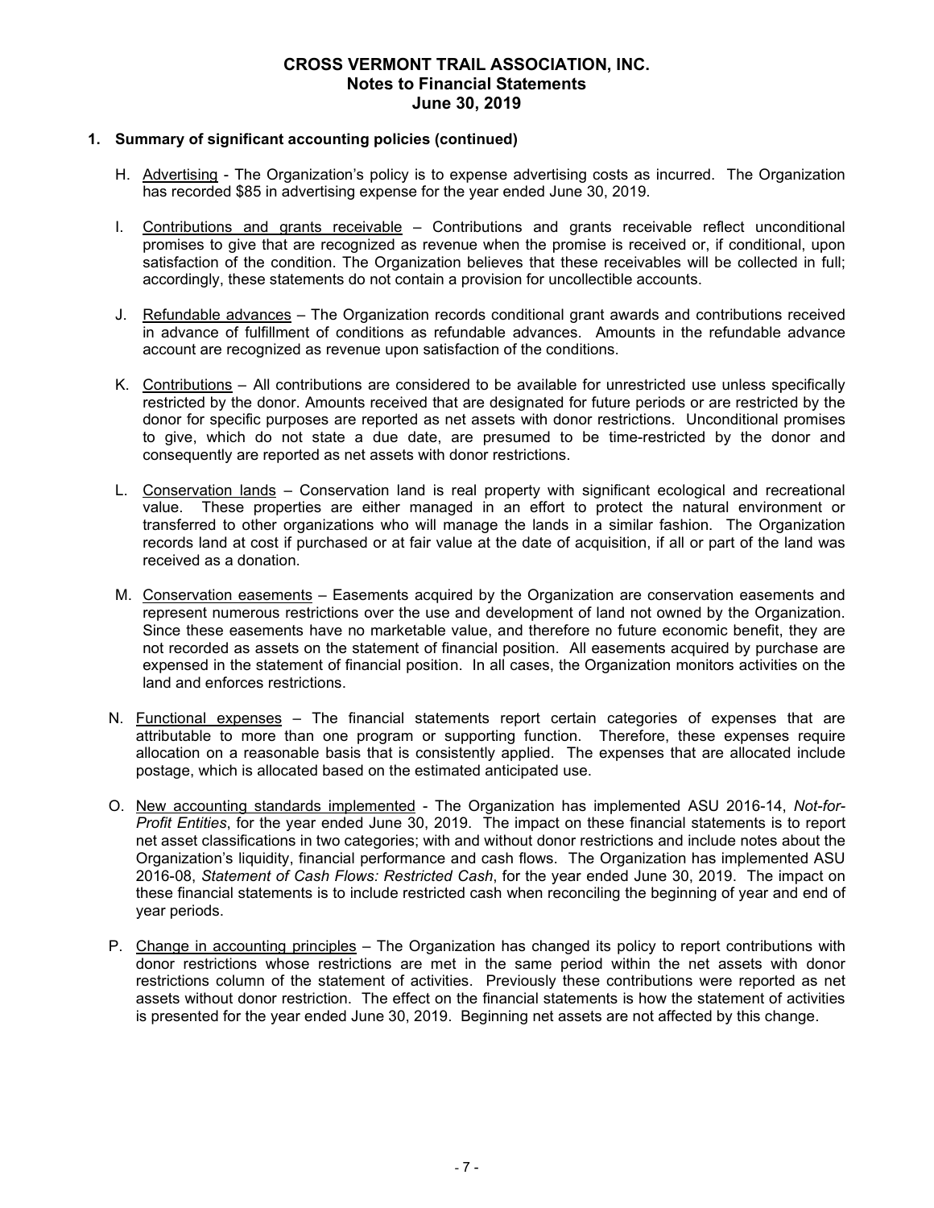# CROSS VERMONT TRAIL ASSOCIATION, INC.
## Notes to Financial Statements
## June 30, 2019

### 1. Summary of significant accounting policies (continued)

H. Advertising - The Organization's policy is to expense advertising costs as incurred. The Organization has recorded $85 in advertising expense for the year ended June 30, 2019.

I. Contributions and grants receivable – Contributions and grants receivable reflect unconditional promises to give that are recognized as revenue when the promise is received or, if conditional, upon satisfaction of the condition. The Organization believes that these receivables will be collected in full; accordingly, these statements do not contain a provision for uncollectible accounts.

J. Refundable advances – The Organization records conditional grant awards and contributions received in advance of fulfillment of conditions as refundable advances. Amounts in the refundable advance account are recognized as revenue upon satisfaction of the conditions.

K. Contributions – All contributions are considered to be available for unrestricted use unless specifically restricted by the donor. Amounts received that are designated for future periods or are restricted by the donor for specific purposes are reported as net assets with donor restrictions. Unconditional promises to give, which do not state a due date, are presumed to be time-restricted by the donor and consequently are reported as net assets with donor restrictions.

L. Conservation lands – Conservation land is real property with significant ecological and recreational value. These properties are either managed in an effort to protect the natural environment or transferred to other organizations who will manage the lands in a similar fashion. The Organization records land at cost if purchased or at fair value at the date of acquisition, if all or part of the land was received as a donation.

M. Conservation easements – Easements acquired by the Organization are conservation easements and represent numerous restrictions over the use and development of land not owned by the Organization. Since these easements have no marketable value, and therefore no future economic benefit, they are not recorded as assets on the statement of financial position. All easements acquired by purchase are expensed in the statement of financial position. In all cases, the Organization monitors activities on the land and enforces restrictions.

N. Functional expenses – The financial statements report certain categories of expenses that are attributable to more than one program or supporting function. Therefore, these expenses require allocation on a reasonable basis that is consistently applied. The expenses that are allocated include postage, which is allocated based on the estimated anticipated use.

O. New accounting standards implemented - The Organization has implemented ASU 2016-14, *Not-for-Profit Entities*, for the year ended June 30, 2019. The impact on these financial statements is to report net asset classifications in two categories; with and without donor restrictions and include notes about the Organization's liquidity, financial performance and cash flows. The Organization has implemented ASU 2016-08, *Statement of Cash Flows: Restricted Cash*, for the year ended June 30, 2019. The impact on these financial statements is to include restricted cash when reconciling the beginning of year and end of year periods.

P. Change in accounting principles – The Organization has changed its policy to report contributions with donor restrictions whose restrictions are met in the same period within the net assets with donor restrictions column of the statement of activities. Previously these contributions were reported as net assets without donor restriction. The effect on the financial statements is how the statement of activities is presented for the year ended June 30, 2019. Beginning net assets are not affected by this change.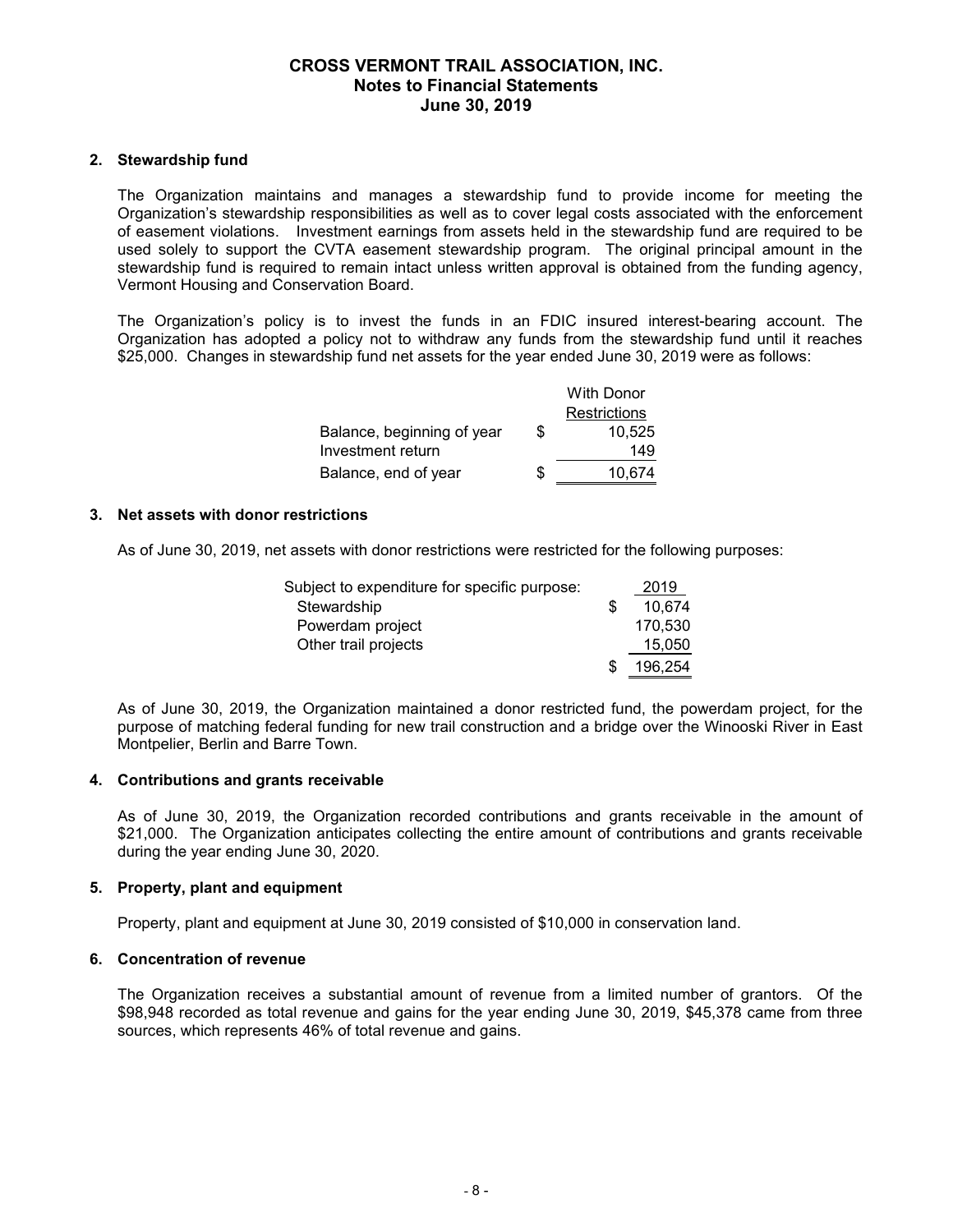# CROSS VERMONT TRAIL ASSOCIATION, INC.
## Notes to Financial Statements
## June 30, 2019

### 2. Stewardship fund

The Organization maintains and manages a stewardship fund to provide income for meeting the Organization's stewardship responsibilities as well as to cover legal costs associated with the enforcement of easement violations. Investment earnings from assets held in the stewardship fund are required to be used solely to support the CVTA easement stewardship program. The original principal amount in the stewardship fund is required to remain intact unless written approval is obtained from the funding agency, Vermont Housing and Conservation Board.

The Organization's policy is to invest the funds in an FDIC insured interest-bearing account. The Organization has adopted a policy not to withdraw any funds from the stewardship fund until it reaches $25,000. Changes in stewardship fund net assets for the year ended June 30, 2019 were as follows:

| | With Donor Restrictions |
|---|---|
| Balance, beginning of year | $ 10,525 |
| Investment return | 149 |
| Balance, end of year | $ 10,674 |

### 3. Net assets with donor restrictions

As of June 30, 2019, net assets with donor restrictions were restricted for the following purposes:

| Subject to expenditure for specific purpose: | 2019 |
|---|---|
| Stewardship | $ 10,674 |
| Powerdam project | 170,530 |
| Other trail projects | 15,050 |
| | $ 196,254 |

As of June 30, 2019, the Organization maintained a donor restricted fund, the powerdam project, for the purpose of matching federal funding for new trail construction and a bridge over the Winooski River in East Montpelier, Berlin and Barre Town.

### 4. Contributions and grants receivable

As of June 30, 2019, the Organization recorded contributions and grants receivable in the amount of $21,000. The Organization anticipates collecting the entire amount of contributions and grants receivable during the year ending June 30, 2020.

### 5. Property, plant and equipment

Property, plant and equipment at June 30, 2019 consisted of $10,000 in conservation land.

### 6. Concentration of revenue

The Organization receives a substantial amount of revenue from a limited number of grantors. Of the $98,948 recorded as total revenue and gains for the year ending June 30, 2019, $45,378 came from three sources, which represents 46% of total revenue and gains.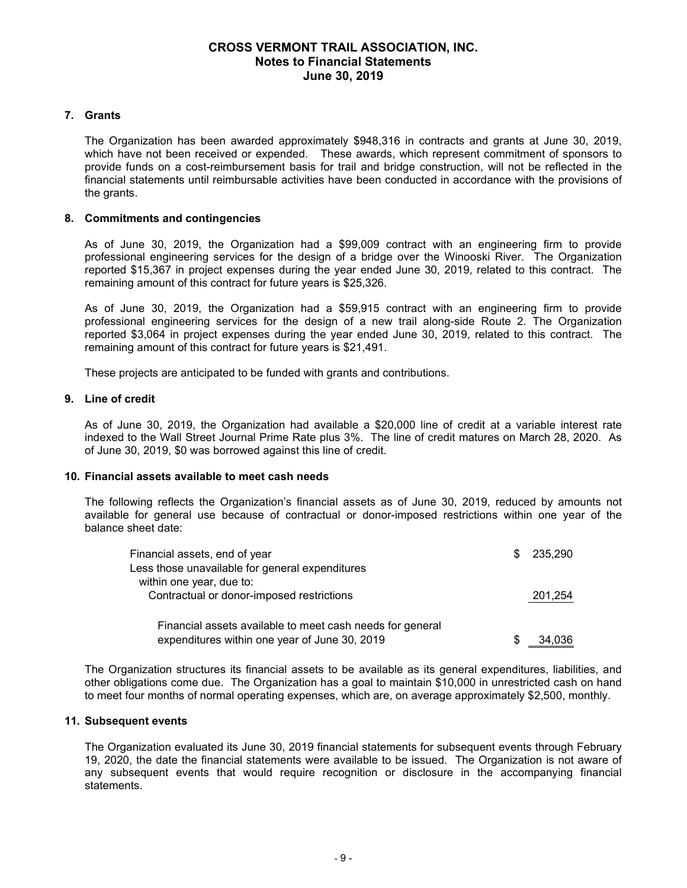# CROSS VERMONT TRAIL ASSOCIATION, INC.
## Notes to Financial Statements
## June 30, 2019

### 7. Grants

The Organization has been awarded approximately $948,316 in contracts and grants at June 30, 2019, which have not been received or expended. These awards, which represent commitment of sponsors to provide funds on a cost-reimbursement basis for trail and bridge construction, will not be reflected in the financial statements until reimbursable activities have been conducted in accordance with the provisions of the grants.

### 8. Commitments and contingencies

As of June 30, 2019, the Organization had a $99,009 contract with an engineering firm to provide professional engineering services for the design of a bridge over the Winooski River. The Organization reported $15,367 in project expenses during the year ended June 30, 2019, related to this contract. The remaining amount of this contract for future years is $25,326.

As of June 30, 2019, the Organization had a $59,915 contract with an engineering firm to provide professional engineering services for the design of a new trail along-side Route 2. The Organization reported $3,064 in project expenses during the year ended June 30, 2019, related to this contract. The remaining amount of this contract for future years is $21,491.

These projects are anticipated to be funded with grants and contributions.

### 9. Line of credit

As of June 30, 2019, the Organization had available a $20,000 line of credit at a variable interest rate indexed to the Wall Street Journal Prime Rate plus 3%. The line of credit matures on March 28, 2020. As of June 30, 2019, $0 was borrowed against this line of credit.

### 10. Financial assets available to meet cash needs

The following reflects the Organization's financial assets as of June 30, 2019, reduced by amounts not available for general use because of contractual or donor-imposed restrictions within one year of the balance sheet date:

| | |
|---|---|
| Financial assets, end of year | $ 235,290 |
| Less those unavailable for general expenditures within one year, due to: | |
| Contractual or donor-imposed restrictions | 201,254 |
| Financial assets available to meet cash needs for general expenditures within one year of June 30, 2019 | $ 34,036 |

The Organization structures its financial assets to be available as its general expenditures, liabilities, and other obligations come due. The Organization has a goal to maintain $10,000 in unrestricted cash on hand to meet four months of normal operating expenses, which are, on average approximately $2,500, monthly.

### 11. Subsequent events

The Organization evaluated its June 30, 2019 financial statements for subsequent events through February 19, 2020, the date the financial statements were available to be issued. The Organization is not aware of any subsequent events that would require recognition or disclosure in the accompanying financial statements.